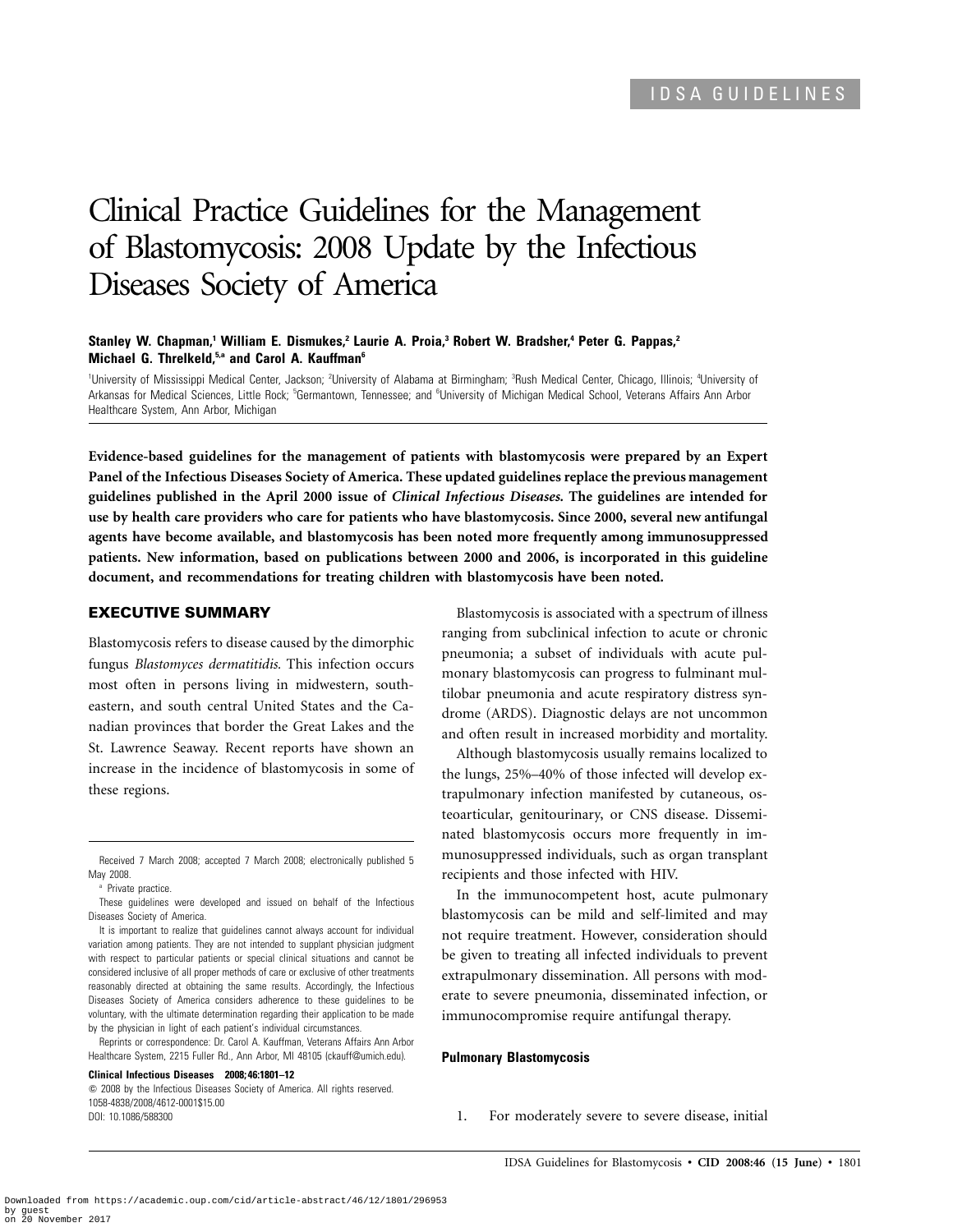IDSA GUIDELINES

# Clinical Practice Guidelines for the Management of Blastomycosis: 2008 Update by the Infectious Diseases Society of America

**Stanley W. Chapman,[1] William E. Dismukes,[2] Laurie A. Proia,[3] Robert W. Bradsher,[4] Peter G. Pappas,[2] Michael G. Threlkeld,[5,a] and Carol A. Kauffman[6]**

[1]University of Mississippi Medical Center, Jackson; [2]University of Alabama at Birmingham; [3]Rush Medical Center, Chicago, Illinois; [4]University of Arkansas for Medical Sciences, Little Rock; [5]Germantown, Tennessee; and [6]University of Michigan Medical School, Veterans Affairs Ann Arbor Healthcare System, Ann Arbor, Michigan

**Evidence-based guidelines for the management of patients with blastomycosis were prepared by an Expert Panel of the Infectious Diseases Society of America. These updated guidelines replace the previous management guidelines published in the April 2000 issue of *Clinical Infectious Diseases*. The guidelines are intended for use by health care providers who care for patients who have blastomycosis. Since 2000, several new antifungal agents have become available, and blastomycosis has been noted more frequently among immunosuppressed patients. New information, based on publications between 2000 and 2006, is incorporated in this guideline document, and recommendations for treating children with blastomycosis have been noted.**

## EXECUTIVE SUMMARY

Blastomycosis refers to disease caused by the dimorphic fungus *Blastomyces dermatitidis*. This infection occurs most often in persons living in midwestern, southeastern, and south central United States and the Canadian provinces that border the Great Lakes and the St. Lawrence Seaway. Recent reports have shown an increase in the incidence of blastomycosis in some of these regions.

Blastomycosis is associated with a spectrum of illness ranging from subclinical infection to acute or chronic pneumonia; a subset of individuals with acute pulmonary blastomycosis can progress to fulminant multilobar pneumonia and acute respiratory distress syndrome (ARDS). Diagnostic delays are not uncommon and often result in increased morbidity and mortality.

Although blastomycosis usually remains localized to the lungs, 25%–40% of those infected will develop extrapulmonary infection manifested by cutaneous, osteoarticular, genitourinary, or CNS disease. Disseminated blastomycosis occurs more frequently in immunosuppressed individuals, such as organ transplant recipients and those infected with HIV.

In the immunocompetent host, acute pulmonary blastomycosis can be mild and self-limited and may not require treatment. However, consideration should be given to treating all infected individuals to prevent extrapulmonary dissemination. All persons with moderate to severe pneumonia, disseminated infection, or immunocompromise require antifungal therapy.

#### Pulmonary Blastomycosis

1. For moderately severe to severe disease, initial

---

Received 7 March 2008; accepted 7 March 2008; electronically published 5 May 2008.

[a] Private practice.

These guidelines were developed and issued on behalf of the Infectious Diseases Society of America.

It is important to realize that guidelines cannot always account for individual variation among patients. They are not intended to supplant physician judgment with respect to particular patients or special clinical situations and cannot be considered inclusive of all proper methods of care or exclusive of other treatments reasonably directed at obtaining the same results. Accordingly, the Infectious Diseases Society of America considers adherence to these guidelines to be voluntary, with the ultimate determination regarding their application to be made by the physician in light of each patient's individual circumstances.

Reprints or correspondence: Dr. Carol A. Kauffman, Veterans Affairs Ann Arbor Healthcare System, 2215 Fuller Rd., Ann Arbor, MI 48105 (ckauff@umich.edu).

**Clinical Infectious Diseases 2008;46:1801–12**

© 2008 by the Infectious Diseases Society of America. All rights reserved.
1058-4838/2008/4612-0001$15.00
DOI: 10.1086/588300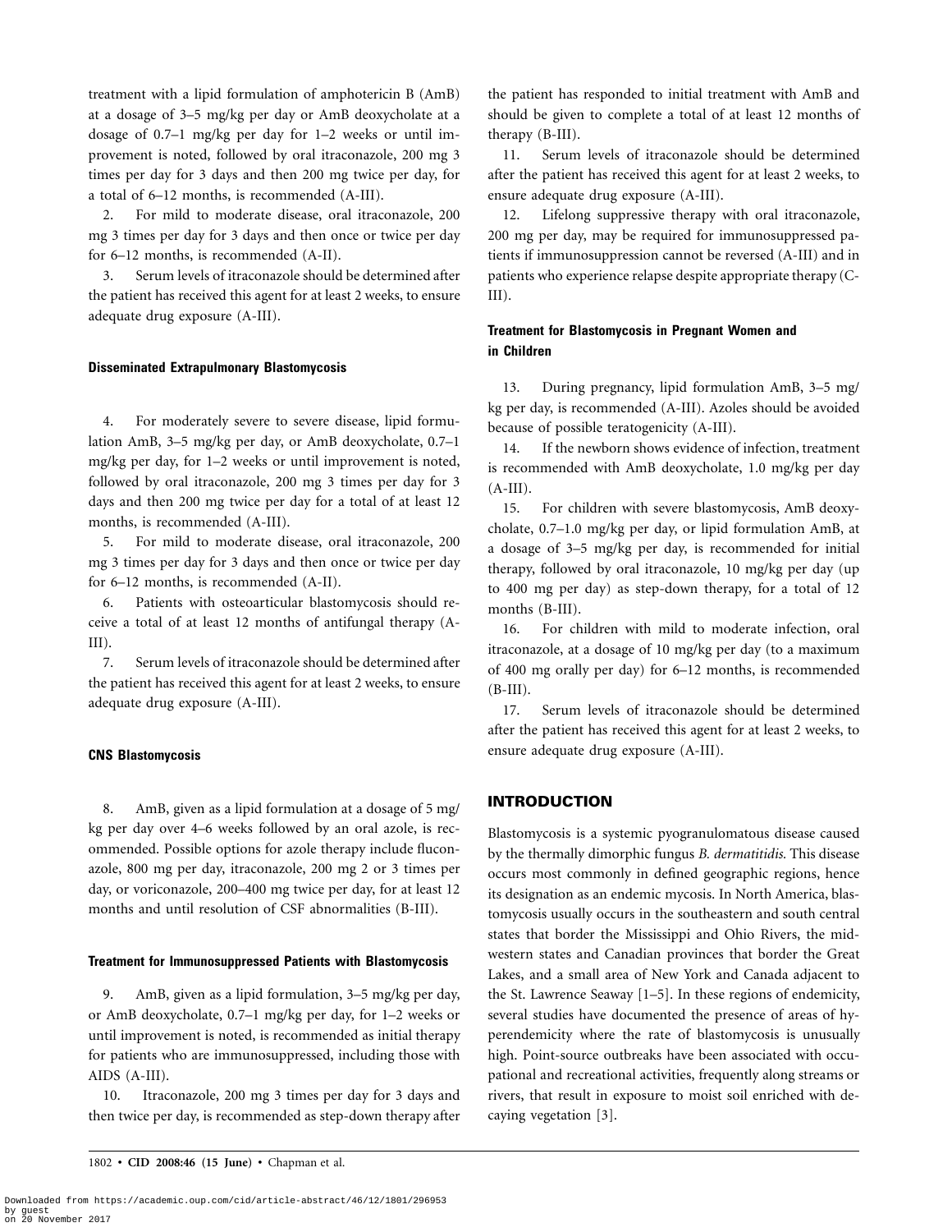treatment with a lipid formulation of amphotericin B (AmB) at a dosage of 3–5 mg/kg per day or AmB deoxycholate at a dosage of 0.7–1 mg/kg per day for 1–2 weeks or until improvement is noted, followed by oral itraconazole, 200 mg 3 times per day for 3 days and then 200 mg twice per day, for a total of 6–12 months, is recommended (A-III).

2. For mild to moderate disease, oral itraconazole, 200 mg 3 times per day for 3 days and then once or twice per day for 6–12 months, is recommended (A-II).

3. Serum levels of itraconazole should be determined after the patient has received this agent for at least 2 weeks, to ensure adequate drug exposure (A-III).

#### Disseminated Extrapulmonary Blastomycosis

4. For moderately severe to severe disease, lipid formulation AmB, 3–5 mg/kg per day, or AmB deoxycholate, 0.7–1 mg/kg per day, for 1–2 weeks or until improvement is noted, followed by oral itraconazole, 200 mg 3 times per day for 3 days and then 200 mg twice per day for a total of at least 12 months, is recommended (A-III).

5. For mild to moderate disease, oral itraconazole, 200 mg 3 times per day for 3 days and then once or twice per day for 6–12 months, is recommended (A-II).

6. Patients with osteoarticular blastomycosis should receive a total of at least 12 months of antifungal therapy (A-III).

7. Serum levels of itraconazole should be determined after the patient has received this agent for at least 2 weeks, to ensure adequate drug exposure (A-III).

#### CNS Blastomycosis

8. AmB, given as a lipid formulation at a dosage of 5 mg/kg per day over 4–6 weeks followed by an oral azole, is recommended. Possible options for azole therapy include fluconazole, 800 mg per day, itraconazole, 200 mg 2 or 3 times per day, or voriconazole, 200–400 mg twice per day, for at least 12 months and until resolution of CSF abnormalities (B-III).

#### Treatment for Immunosuppressed Patients with Blastomycosis

9. AmB, given as a lipid formulation, 3–5 mg/kg per day, or AmB deoxycholate, 0.7–1 mg/kg per day, for 1–2 weeks or until improvement is noted, is recommended as initial therapy for patients who are immunosuppressed, including those with AIDS (A-III).

10. Itraconazole, 200 mg 3 times per day for 3 days and then twice per day, is recommended as step-down therapy after the patient has responded to initial treatment with AmB and should be given to complete a total of at least 12 months of therapy (B-III).

11. Serum levels of itraconazole should be determined after the patient has received this agent for at least 2 weeks, to ensure adequate drug exposure (A-III).

12. Lifelong suppressive therapy with oral itraconazole, 200 mg per day, may be required for immunosuppressed patients if immunosuppression cannot be reversed (A-III) and in patients who experience relapse despite appropriate therapy (C-III).

#### Treatment for Blastomycosis in Pregnant Women and in Children

13. During pregnancy, lipid formulation AmB, 3–5 mg/kg per day, is recommended (A-III). Azoles should be avoided because of possible teratogenicity (A-III).

14. If the newborn shows evidence of infection, treatment is recommended with AmB deoxycholate, 1.0 mg/kg per day (A-III).

15. For children with severe blastomycosis, AmB deoxycholate, 0.7–1.0 mg/kg per day, or lipid formulation AmB, at a dosage of 3–5 mg/kg per day, is recommended for initial therapy, followed by oral itraconazole, 10 mg/kg per day (up to 400 mg per day) as step-down therapy, for a total of 12 months (B-III).

16. For children with mild to moderate infection, oral itraconazole, at a dosage of 10 mg/kg per day (to a maximum of 400 mg orally per day) for 6–12 months, is recommended (B-III).

17. Serum levels of itraconazole should be determined after the patient has received this agent for at least 2 weeks, to ensure adequate drug exposure (A-III).

## INTRODUCTION

Blastomycosis is a systemic pyogranulomatous disease caused by the thermally dimorphic fungus *B. dermatitidis.* This disease occurs most commonly in defined geographic regions, hence its designation as an endemic mycosis. In North America, blastomycosis usually occurs in the southeastern and south central states that border the Mississippi and Ohio Rivers, the midwestern states and Canadian provinces that border the Great Lakes, and a small area of New York and Canada adjacent to the St. Lawrence Seaway [1–5]. In these regions of endemicity, several studies have documented the presence of areas of hyperendemicity where the rate of blastomycosis is unusually high. Point-source outbreaks have been associated with occupational and recreational activities, frequently along streams or rivers, that result in exposure to moist soil enriched with decaying vegetation [3].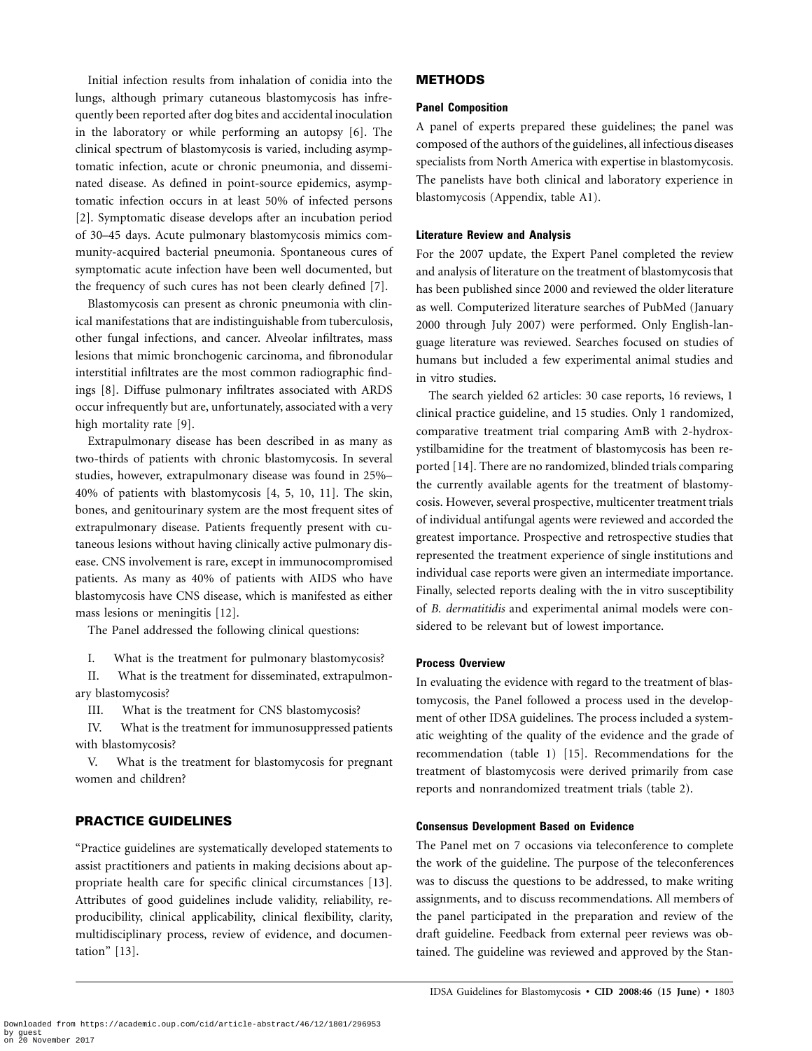Initial infection results from inhalation of conidia into the lungs, although primary cutaneous blastomycosis has infrequently been reported after dog bites and accidental inoculation in the laboratory or while performing an autopsy [6]. The clinical spectrum of blastomycosis is varied, including asymptomatic infection, acute or chronic pneumonia, and disseminated disease. As defined in point-source epidemics, asymptomatic infection occurs in at least 50% of infected persons [2]. Symptomatic disease develops after an incubation period of 30–45 days. Acute pulmonary blastomycosis mimics community-acquired bacterial pneumonia. Spontaneous cures of symptomatic acute infection have been well documented, but the frequency of such cures has not been clearly defined [7].

Blastomycosis can present as chronic pneumonia with clinical manifestations that are indistinguishable from tuberculosis, other fungal infections, and cancer. Alveolar infiltrates, mass lesions that mimic bronchogenic carcinoma, and fibronodular interstitial infiltrates are the most common radiographic findings [8]. Diffuse pulmonary infiltrates associated with ARDS occur infrequently but are, unfortunately, associated with a very high mortality rate [9].

Extrapulmonary disease has been described in as many as two-thirds of patients with chronic blastomycosis. In several studies, however, extrapulmonary disease was found in 25%–40% of patients with blastomycosis [4, 5, 10, 11]. The skin, bones, and genitourinary system are the most frequent sites of extrapulmonary disease. Patients frequently present with cutaneous lesions without having clinically active pulmonary disease. CNS involvement is rare, except in immunocompromised patients. As many as 40% of patients with AIDS who have blastomycosis have CNS disease, which is manifested as either mass lesions or meningitis [12].

The Panel addressed the following clinical questions:

I. What is the treatment for pulmonary blastomycosis?

II. What is the treatment for disseminated, extrapulmonary blastomycosis?

III. What is the treatment for CNS blastomycosis?

IV. What is the treatment for immunosuppressed patients with blastomycosis?

V. What is the treatment for blastomycosis for pregnant women and children?

## PRACTICE GUIDELINES

"Practice guidelines are systematically developed statements to assist practitioners and patients in making decisions about appropriate health care for specific clinical circumstances [13]. Attributes of good guidelines include validity, reliability, reproducibility, clinical applicability, clinical flexibility, clarity, multidisciplinary process, review of evidence, and documentation" [13].

## METHODS

### Panel Composition

A panel of experts prepared these guidelines; the panel was composed of the authors of the guidelines, all infectious diseases specialists from North America with expertise in blastomycosis. The panelists have both clinical and laboratory experience in blastomycosis (Appendix, table A1).

### Literature Review and Analysis

For the 2007 update, the Expert Panel completed the review and analysis of literature on the treatment of blastomycosis that has been published since 2000 and reviewed the older literature as well. Computerized literature searches of PubMed (January 2000 through July 2007) were performed. Only English-language literature was reviewed. Searches focused on studies of humans but included a few experimental animal studies and in vitro studies.

The search yielded 62 articles: 30 case reports, 16 reviews, 1 clinical practice guideline, and 15 studies. Only 1 randomized, comparative treatment trial comparing AmB with 2-hydroxystilbamidine for the treatment of blastomycosis has been reported [14]. There are no randomized, blinded trials comparing the currently available agents for the treatment of blastomycosis. However, several prospective, multicenter treatment trials of individual antifungal agents were reviewed and accorded the greatest importance. Prospective and retrospective studies that represented the treatment experience of single institutions and individual case reports were given an intermediate importance. Finally, selected reports dealing with the in vitro susceptibility of *B. dermatitidis* and experimental animal models were considered to be relevant but of lowest importance.

### Process Overview

In evaluating the evidence with regard to the treatment of blastomycosis, the Panel followed a process used in the development of other IDSA guidelines. The process included a systematic weighting of the quality of the evidence and the grade of recommendation (table 1) [15]. Recommendations for the treatment of blastomycosis were derived primarily from case reports and nonrandomized treatment trials (table 2).

### Consensus Development Based on Evidence

The Panel met on 7 occasions via teleconference to complete the work of the guideline. The purpose of the teleconferences was to discuss the questions to be addressed, to make writing assignments, and to discuss recommendations. All members of the panel participated in the preparation and review of the draft guideline. Feedback from external peer reviews was obtained. The guideline was reviewed and approved by the Stan-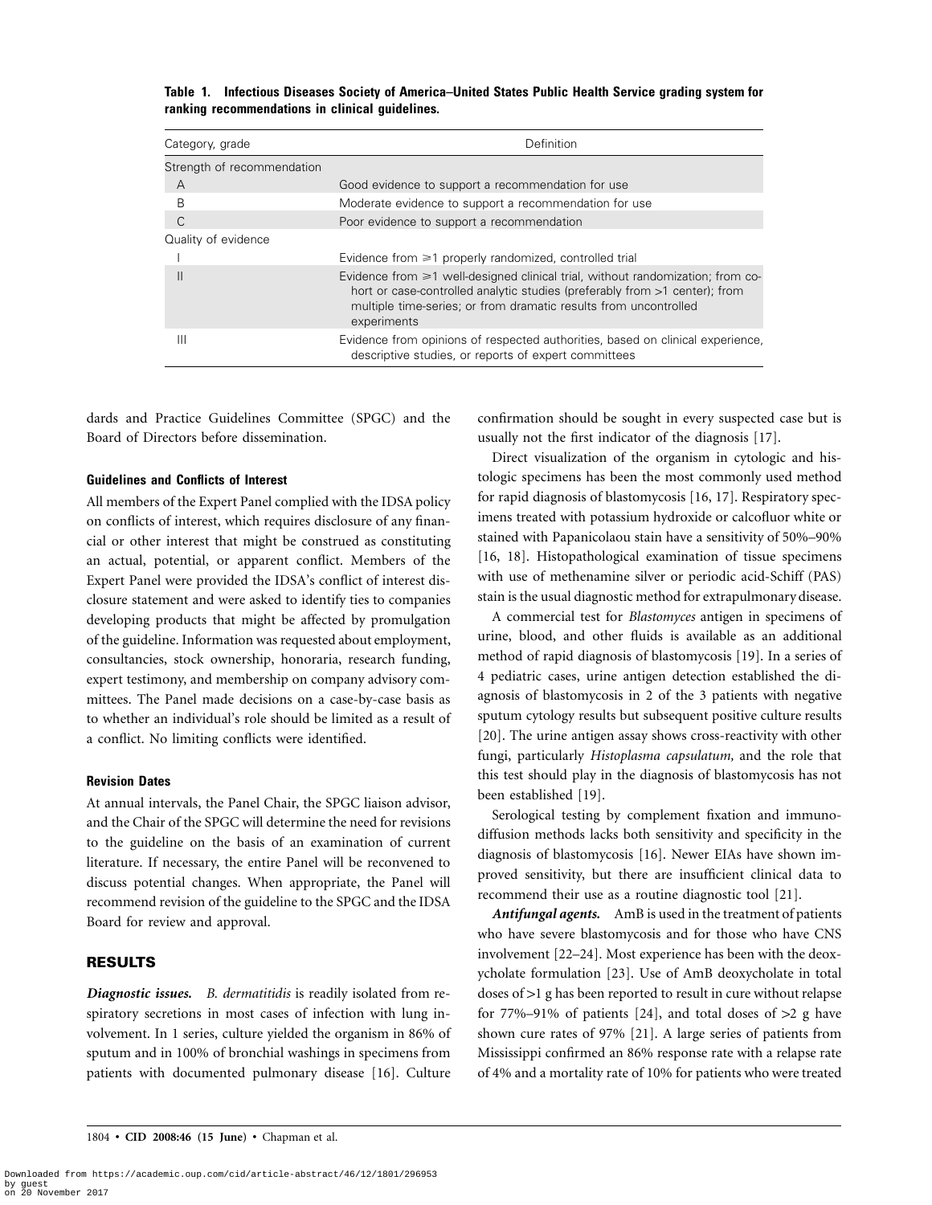**Table 1. Infectious Diseases Society of America–United States Public Health Service grading system for ranking recommendations in clinical guidelines.**

| Category, grade | Definition |
|---|---|
| Strength of recommendation | |
| A | Good evidence to support a recommendation for use |
| B | Moderate evidence to support a recommendation for use |
| C | Poor evidence to support a recommendation |
| Quality of evidence | |
| I | Evidence from ⩾1 properly randomized, controlled trial |
| II | Evidence from ⩾1 well-designed clinical trial, without randomization; from cohort or case-controlled analytic studies (preferably from >1 center); from multiple time-series; or from dramatic results from uncontrolled experiments |
| III | Evidence from opinions of respected authorities, based on clinical experience, descriptive studies, or reports of expert committees |

dards and Practice Guidelines Committee (SPGC) and the Board of Directors before dissemination.

#### Guidelines and Conflicts of Interest

All members of the Expert Panel complied with the IDSA policy on conflicts of interest, which requires disclosure of any financial or other interest that might be construed as constituting an actual, potential, or apparent conflict. Members of the Expert Panel were provided the IDSA's conflict of interest disclosure statement and were asked to identify ties to companies developing products that might be affected by promulgation of the guideline. Information was requested about employment, consultancies, stock ownership, honoraria, research funding, expert testimony, and membership on company advisory committees. The Panel made decisions on a case-by-case basis as to whether an individual's role should be limited as a result of a conflict. No limiting conflicts were identified.

#### Revision Dates

At annual intervals, the Panel Chair, the SPGC liaison advisor, and the Chair of the SPGC will determine the need for revisions to the guideline on the basis of an examination of current literature. If necessary, the entire Panel will be reconvened to discuss potential changes. When appropriate, the Panel will recommend revision of the guideline to the SPGC and the IDSA Board for review and approval.

## RESULTS

***Diagnostic issues.*** *B. dermatitidis* is readily isolated from respiratory secretions in most cases of infection with lung involvement. In 1 series, culture yielded the organism in 86% of sputum and in 100% of bronchial washings in specimens from patients with documented pulmonary disease [16]. Culture confirmation should be sought in every suspected case but is usually not the first indicator of the diagnosis [17].

Direct visualization of the organism in cytologic and histologic specimens has been the most commonly used method for rapid diagnosis of blastomycosis [16, 17]. Respiratory specimens treated with potassium hydroxide or calcofluor white or stained with Papanicolaou stain have a sensitivity of 50%–90% [16, 18]. Histopathological examination of tissue specimens with use of methenamine silver or periodic acid-Schiff (PAS) stain is the usual diagnostic method for extrapulmonary disease.

A commercial test for *Blastomyces* antigen in specimens of urine, blood, and other fluids is available as an additional method of rapid diagnosis of blastomycosis [19]. In a series of 4 pediatric cases, urine antigen detection established the diagnosis of blastomycosis in 2 of the 3 patients with negative sputum cytology results but subsequent positive culture results [20]. The urine antigen assay shows cross-reactivity with other fungi, particularly *Histoplasma capsulatum,* and the role that this test should play in the diagnosis of blastomycosis has not been established [19].

Serological testing by complement fixation and immunodiffusion methods lacks both sensitivity and specificity in the diagnosis of blastomycosis [16]. Newer EIAs have shown improved sensitivity, but there are insufficient clinical data to recommend their use as a routine diagnostic tool [21].

***Antifungal agents.*** AmB is used in the treatment of patients who have severe blastomycosis and for those who have CNS involvement [22–24]. Most experience has been with the deoxycholate formulation [23]. Use of AmB deoxycholate in total doses of >1 g has been reported to result in cure without relapse for 77%–91% of patients [24], and total doses of >2 g have shown cure rates of 97% [21]. A large series of patients from Mississippi confirmed an 86% response rate with a relapse rate of 4% and a mortality rate of 10% for patients who were treated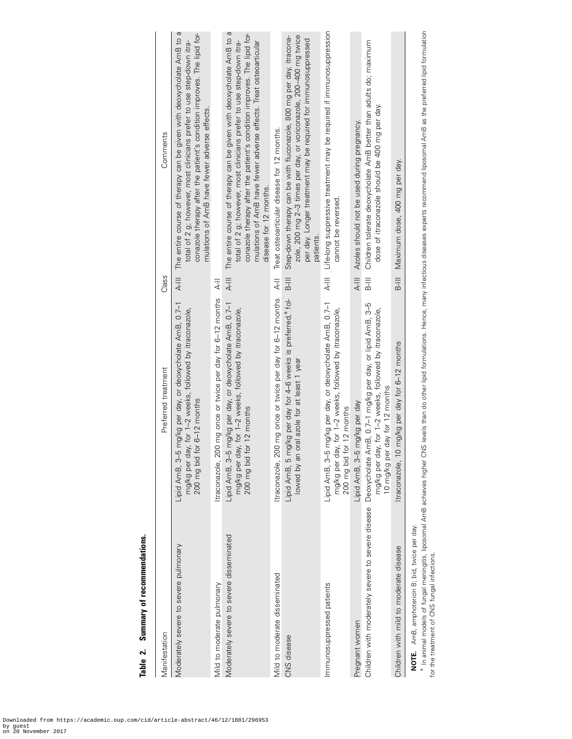**Table 2. Summary of recommendations.**

| Manifestation | Preferred treatment | Class | Comments |
|---|---|---|---|
| Moderately severe to severe pulmonary | Lipid AmB, 3–5 mg/kg per day, or deoxycholate AmB, 0.7–1 mg/kg per day, for 1–2 weeks, followed by itraconazole, 200 mg bid for 6–12 months | A-III | The entire course of therapy can be given with deoxycholate AmB to a total of 2 g; however, most clinicians prefer to use step-down itraconazole therapy after the patient's condition improves. The lipid formulations of AmB have fewer adverse effects. |
| Mild to moderate pulmonary | Itraconazole, 200 mg once or twice per day for 6–12 months | A-II | |
| Moderately severe to severe disseminated | Lipid AmB, 3–5 mg/kg per day, or deoxycholate AmB, 0.7–1 mg/kg per day, for 1–2 weeks, followed by itraconazole, 200 mg bid for 12 months | A-III | The entire course of therapy can be given with deoxycholate AmB to a total of 2 g; however, most clinicians prefer to use step-down itraconazole therapy after the patient's condition improves. The lipid formulations of AmB have fewer adverse effects. Treat osteoarticular disease for 12 months. |
| Mild to moderate disseminated | Itraconazole, 200 mg once or twice per day for 6–12 months | A-II | Treat osteoarticular disease for 12 months. |
| CNS disease | Lipid AmB, 5 mg/kg per day for 4–6 weeks is preferred,[a] followed by an oral azole for at least 1 year | B-III | Step-down therapy can be with fluconazole, 800 mg per day, itraconazole, 200 mg 2–3 times per day, or voriconazole, 200–400 mg twice per day. Longer treatment may be required for immunosuppressed patients. |
| Immunosuppressed patients | Lipid AmB, 3–5 mg/kg per day, or deoxycholate AmB, 0.7–1 mg/kg per day, for 1–2 weeks, followed by itraconazole, 200 mg bid for 12 months | A-III | Life-long suppressive treatment may be required if immunosuppression cannot be reversed. |
| Pregnant women | Lipid AmB, 3–5 mg/kg per day | A-III | Azoles should not be used during pregnancy. |
| Children with moderately severe to severe disease | Deoxycholate AmB, 0.7–1 mg/kg per day, or lipid AmB, 3–5 mg/kg per day, for 1–2 weeks, followed by itraconazole, 10 mg/kg per day for 12 months | B-III | Children tolerate deoxycholate AmB better than adults do; maximum dose of itraconazole should be 400 mg per day. |
| Children with mild to moderate disease | Itraconazole, 10 mg/kg per day for 6–12 months | B-III | Maximum dose, 400 mg per day. |

**NOTE.** AmB, amphotericin B; bid, twice per day.

[a] In animal models of fungal meningitis, liposomal AmB achieves higher CNS levels than do other lipid formulations. Hence, many infectious diseases experts recommend liposomal AmB as the preferred lipid formulation for the treatment of CNS fungal infections.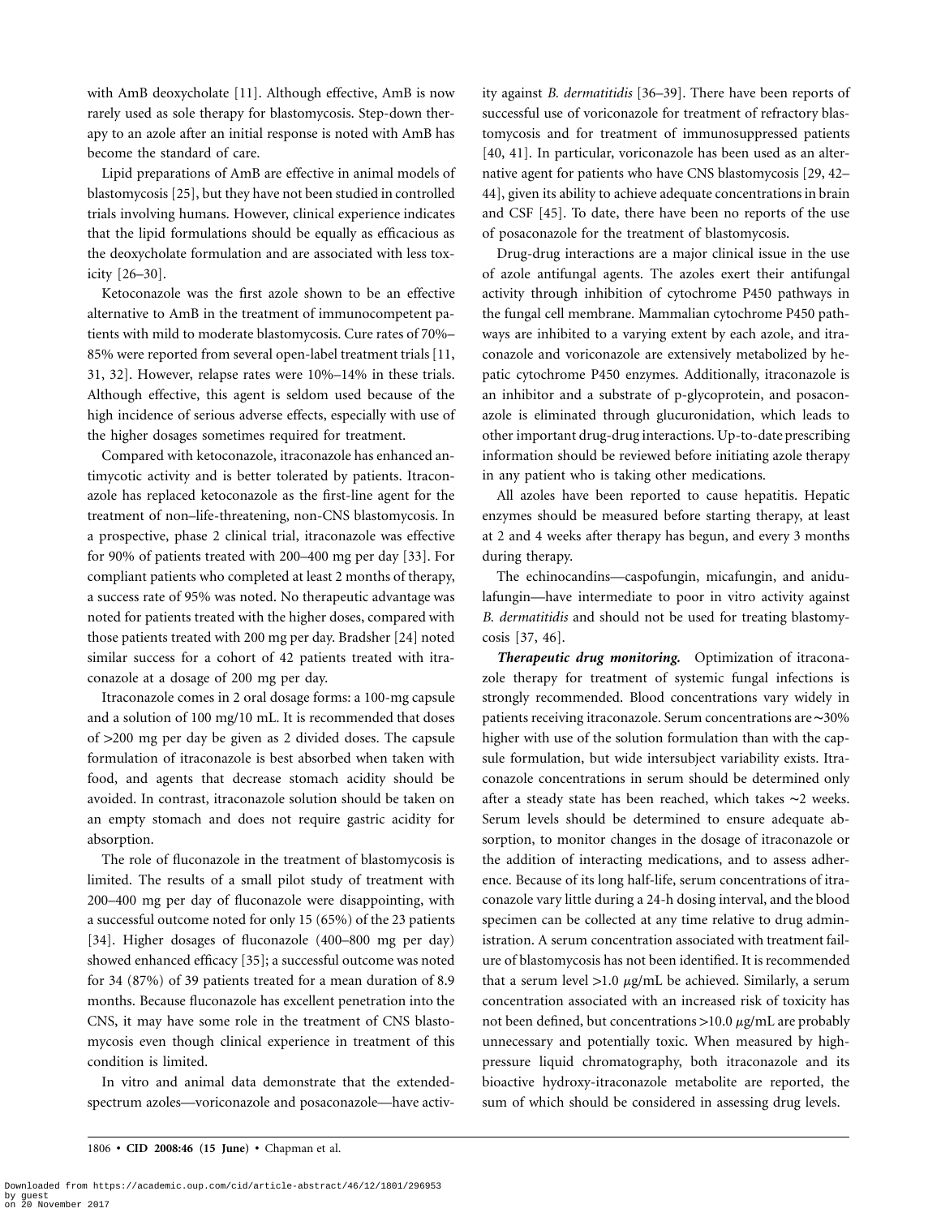with AmB deoxycholate [11]. Although effective, AmB is now rarely used as sole therapy for blastomycosis. Step-down therapy to an azole after an initial response is noted with AmB has become the standard of care.

Lipid preparations of AmB are effective in animal models of blastomycosis [25], but they have not been studied in controlled trials involving humans. However, clinical experience indicates that the lipid formulations should be equally as efficacious as the deoxycholate formulation and are associated with less toxicity [26–30].

Ketoconazole was the first azole shown to be an effective alternative to AmB in the treatment of immunocompetent patients with mild to moderate blastomycosis. Cure rates of 70%–85% were reported from several open-label treatment trials [11, 31, 32]. However, relapse rates were 10%–14% in these trials. Although effective, this agent is seldom used because of the high incidence of serious adverse effects, especially with use of the higher dosages sometimes required for treatment.

Compared with ketoconazole, itraconazole has enhanced antimycotic activity and is better tolerated by patients. Itraconazole has replaced ketoconazole as the first-line agent for the treatment of non–life-threatening, non-CNS blastomycosis. In a prospective, phase 2 clinical trial, itraconazole was effective for 90% of patients treated with 200–400 mg per day [33]. For compliant patients who completed at least 2 months of therapy, a success rate of 95% was noted. No therapeutic advantage was noted for patients treated with the higher doses, compared with those patients treated with 200 mg per day. Bradsher [24] noted similar success for a cohort of 42 patients treated with itraconazole at a dosage of 200 mg per day.

Itraconazole comes in 2 oral dosage forms: a 100-mg capsule and a solution of 100 mg/10 mL. It is recommended that doses of >200 mg per day be given as 2 divided doses. The capsule formulation of itraconazole is best absorbed when taken with food, and agents that decrease stomach acidity should be avoided. In contrast, itraconazole solution should be taken on an empty stomach and does not require gastric acidity for absorption.

The role of fluconazole in the treatment of blastomycosis is limited. The results of a small pilot study of treatment with 200–400 mg per day of fluconazole were disappointing, with a successful outcome noted for only 15 (65%) of the 23 patients [34]. Higher dosages of fluconazole (400–800 mg per day) showed enhanced efficacy [35]; a successful outcome was noted for 34 (87%) of 39 patients treated for a mean duration of 8.9 months. Because fluconazole has excellent penetration into the CNS, it may have some role in the treatment of CNS blastomycosis even though clinical experience in treatment of this condition is limited.

In vitro and animal data demonstrate that the extended-spectrum azoles—voriconazole and posaconazole—have activity against *B. dermatitidis* [36–39]. There have been reports of successful use of voriconazole for treatment of refractory blastomycosis and for treatment of immunosuppressed patients [40, 41]. In particular, voriconazole has been used as an alternative agent for patients who have CNS blastomycosis [29, 42–44], given its ability to achieve adequate concentrations in brain and CSF [45]. To date, there have been no reports of the use of posaconazole for the treatment of blastomycosis.

Drug-drug interactions are a major clinical issue in the use of azole antifungal agents. The azoles exert their antifungal activity through inhibition of cytochrome P450 pathways in the fungal cell membrane. Mammalian cytochrome P450 pathways are inhibited to a varying extent by each azole, and itraconazole and voriconazole are extensively metabolized by hepatic cytochrome P450 enzymes. Additionally, itraconazole is an inhibitor and a substrate of p-glycoprotein, and posaconazole is eliminated through glucuronidation, which leads to other important drug-drug interactions. Up-to-date prescribing information should be reviewed before initiating azole therapy in any patient who is taking other medications.

All azoles have been reported to cause hepatitis. Hepatic enzymes should be measured before starting therapy, at least at 2 and 4 weeks after therapy has begun, and every 3 months during therapy.

The echinocandins—caspofungin, micafungin, and anidulafungin—have intermediate to poor in vitro activity against *B. dermatitidis* and should not be used for treating blastomycosis [37, 46].

***Therapeutic drug monitoring.*** Optimization of itraconazole therapy for treatment of systemic fungal infections is strongly recommended. Blood concentrations vary widely in patients receiving itraconazole. Serum concentrations are ∼30% higher with use of the solution formulation than with the capsule formulation, but wide intersubject variability exists. Itraconazole concentrations in serum should be determined only after a steady state has been reached, which takes ∼2 weeks. Serum levels should be determined to ensure adequate absorption, to monitor changes in the dosage of itraconazole or the addition of interacting medications, and to assess adherence. Because of its long half-life, serum concentrations of itraconazole vary little during a 24-h dosing interval, and the blood specimen can be collected at any time relative to drug administration. A serum concentration associated with treatment failure of blastomycosis has not been identified. It is recommended that a serum level >1.0 $\mu$g/mL be achieved. Similarly, a serum concentration associated with an increased risk of toxicity has not been defined, but concentrations >10.0 $\mu$g/mL are probably unnecessary and potentially toxic. When measured by high-pressure liquid chromatography, both itraconazole and its bioactive hydroxy-itraconazole metabolite are reported, the sum of which should be considered in assessing drug levels.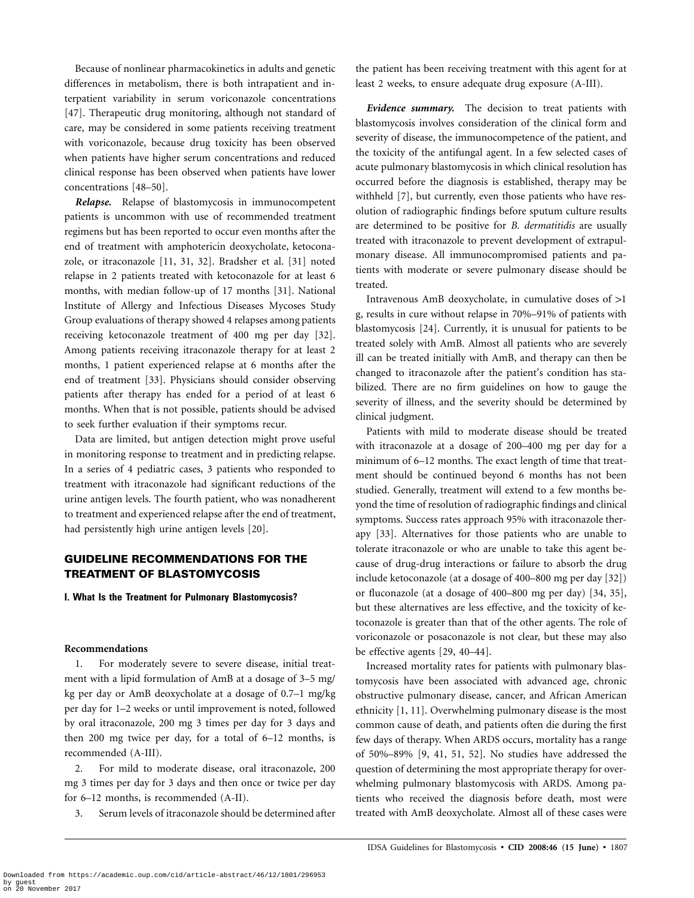Because of nonlinear pharmacokinetics in adults and genetic differences in metabolism, there is both intrapatient and interpatient variability in serum voriconazole concentrations [47]. Therapeutic drug monitoring, although not standard of care, may be considered in some patients receiving treatment with voriconazole, because drug toxicity has been observed when patients have higher serum concentrations and reduced clinical response has been observed when patients have lower concentrations [48–50].

***Relapse.*** Relapse of blastomycosis in immunocompetent patients is uncommon with use of recommended treatment regimens but has been reported to occur even months after the end of treatment with amphotericin deoxycholate, ketoconazole, or itraconazole [11, 31, 32]. Bradsher et al. [31] noted relapse in 2 patients treated with ketoconazole for at least 6 months, with median follow-up of 17 months [31]. National Institute of Allergy and Infectious Diseases Mycoses Study Group evaluations of therapy showed 4 relapses among patients receiving ketoconazole treatment of 400 mg per day [32]. Among patients receiving itraconazole therapy for at least 2 months, 1 patient experienced relapse at 6 months after the end of treatment [33]. Physicians should consider observing patients after therapy has ended for a period of at least 6 months. When that is not possible, patients should be advised to seek further evaluation if their symptoms recur.

Data are limited, but antigen detection might prove useful in monitoring response to treatment and in predicting relapse. In a series of 4 pediatric cases, 3 patients who responded to treatment with itraconazole had significant reductions of the urine antigen levels. The fourth patient, who was nonadherent to treatment and experienced relapse after the end of treatment, had persistently high urine antigen levels [20].

## GUIDELINE RECOMMENDATIONS FOR THE TREATMENT OF BLASTOMYCOSIS

### I. What Is the Treatment for Pulmonary Blastomycosis?

#### Recommendations

1. For moderately severe to severe disease, initial treatment with a lipid formulation of AmB at a dosage of 3–5 mg/kg per day or AmB deoxycholate at a dosage of 0.7–1 mg/kg per day for 1–2 weeks or until improvement is noted, followed by oral itraconazole, 200 mg 3 times per day for 3 days and then 200 mg twice per day, for a total of 6–12 months, is recommended (A-III).
2. For mild to moderate disease, oral itraconazole, 200 mg 3 times per day for 3 days and then once or twice per day for 6–12 months, is recommended (A-II).
3. Serum levels of itraconazole should be determined after the patient has been receiving treatment with this agent for at least 2 weeks, to ensure adequate drug exposure (A-III).

***Evidence summary.*** The decision to treat patients with blastomycosis involves consideration of the clinical form and severity of disease, the immunocompetence of the patient, and the toxicity of the antifungal agent. In a few selected cases of acute pulmonary blastomycosis in which clinical resolution has occurred before the diagnosis is established, therapy may be withheld [7], but currently, even those patients who have resolution of radiographic findings before sputum culture results are determined to be positive for *B. dermatitidis* are usually treated with itraconazole to prevent development of extrapulmonary disease. All immunocompromised patients and patients with moderate or severe pulmonary disease should be treated.

Intravenous AmB deoxycholate, in cumulative doses of >1 g, results in cure without relapse in 70%–91% of patients with blastomycosis [24]. Currently, it is unusual for patients to be treated solely with AmB. Almost all patients who are severely ill can be treated initially with AmB, and therapy can then be changed to itraconazole after the patient's condition has stabilized. There are no firm guidelines on how to gauge the severity of illness, and the severity should be determined by clinical judgment.

Patients with mild to moderate disease should be treated with itraconazole at a dosage of 200–400 mg per day for a minimum of 6–12 months. The exact length of time that treatment should be continued beyond 6 months has not been studied. Generally, treatment will extend to a few months beyond the time of resolution of radiographic findings and clinical symptoms. Success rates approach 95% with itraconazole therapy [33]. Alternatives for those patients who are unable to tolerate itraconazole or who are unable to take this agent because of drug-drug interactions or failure to absorb the drug include ketoconazole (at a dosage of 400–800 mg per day [32]) or fluconazole (at a dosage of 400–800 mg per day) [34, 35], but these alternatives are less effective, and the toxicity of ketoconazole is greater than that of the other agents. The role of voriconazole or posaconazole is not clear, but these may also be effective agents [29, 40–44].

Increased mortality rates for patients with pulmonary blastomycosis have been associated with advanced age, chronic obstructive pulmonary disease, cancer, and African American ethnicity [1, 11]. Overwhelming pulmonary disease is the most common cause of death, and patients often die during the first few days of therapy. When ARDS occurs, mortality has a range of 50%–89% [9, 41, 51, 52]. No studies have addressed the question of determining the most appropriate therapy for overwhelming pulmonary blastomycosis with ARDS. Among patients who received the diagnosis before death, most were treated with AmB deoxycholate. Almost all of these cases were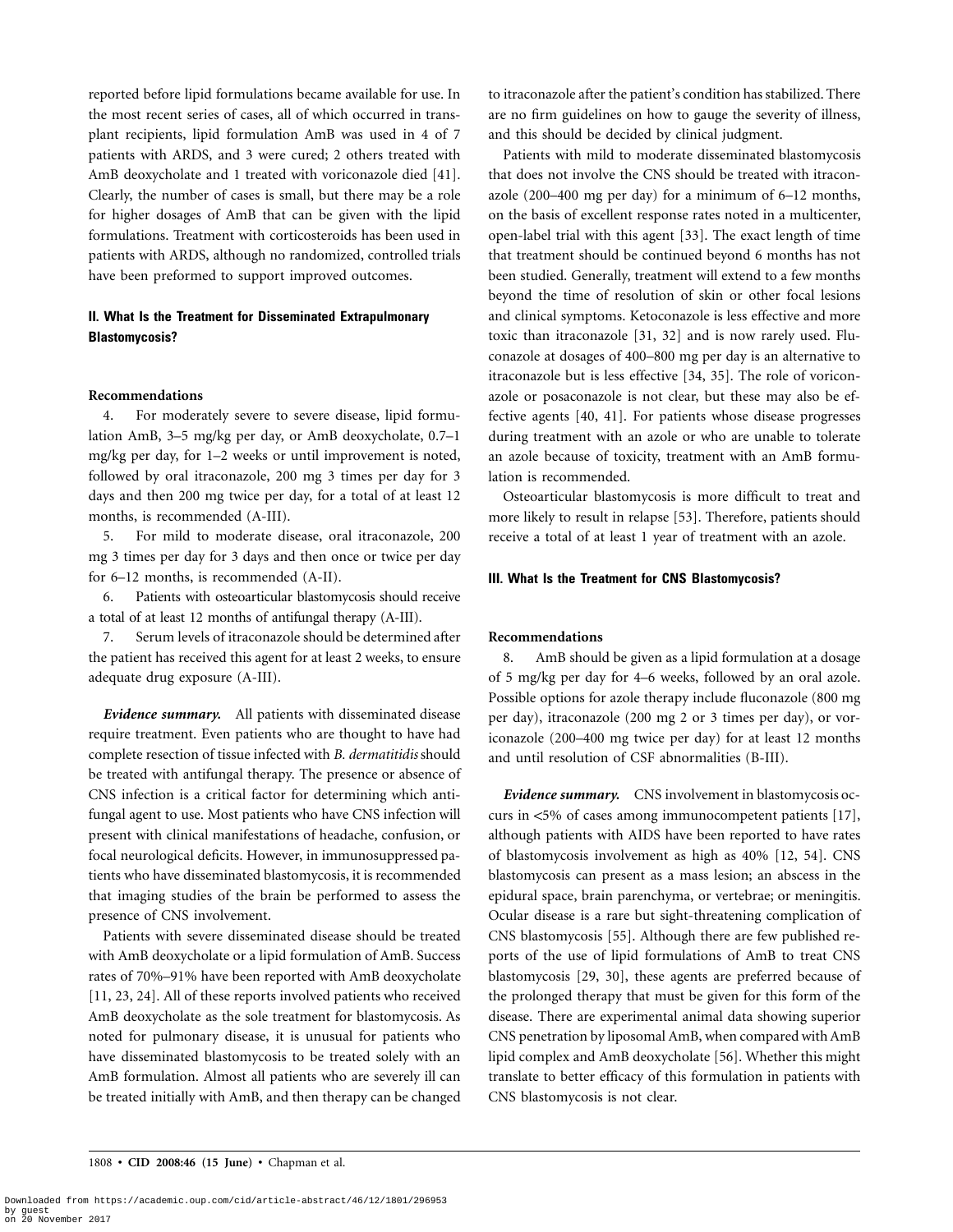reported before lipid formulations became available for use. In the most recent series of cases, all of which occurred in transplant recipients, lipid formulation AmB was used in 4 of 7 patients with ARDS, and 3 were cured; 2 others treated with AmB deoxycholate and 1 treated with voriconazole died [41]. Clearly, the number of cases is small, but there may be a role for higher dosages of AmB that can be given with the lipid formulations. Treatment with corticosteroids has been used in patients with ARDS, although no randomized, controlled trials have been preformed to support improved outcomes.

### II. What Is the Treatment for Disseminated Extrapulmonary Blastomycosis?

**Recommendations**

4. For moderately severe to severe disease, lipid formulation AmB, 3–5 mg/kg per day, or AmB deoxycholate, 0.7–1 mg/kg per day, for 1–2 weeks or until improvement is noted, followed by oral itraconazole, 200 mg 3 times per day for 3 days and then 200 mg twice per day, for a total of at least 12 months, is recommended (A-III).
5. For mild to moderate disease, oral itraconazole, 200 mg 3 times per day for 3 days and then once or twice per day for 6–12 months, is recommended (A-II).
6. Patients with osteoarticular blastomycosis should receive a total of at least 12 months of antifungal therapy (A-III).
7. Serum levels of itraconazole should be determined after the patient has received this agent for at least 2 weeks, to ensure adequate drug exposure (A-III).

***Evidence summary.*** All patients with disseminated disease require treatment. Even patients who are thought to have had complete resection of tissue infected with *B. dermatitidis* should be treated with antifungal therapy. The presence or absence of CNS infection is a critical factor for determining which antifungal agent to use. Most patients who have CNS infection will present with clinical manifestations of headache, confusion, or focal neurological deficits. However, in immunosuppressed patients who have disseminated blastomycosis, it is recommended that imaging studies of the brain be performed to assess the presence of CNS involvement.

Patients with severe disseminated disease should be treated with AmB deoxycholate or a lipid formulation of AmB. Success rates of 70%–91% have been reported with AmB deoxycholate [11, 23, 24]. All of these reports involved patients who received AmB deoxycholate as the sole treatment for blastomycosis. As noted for pulmonary disease, it is unusual for patients who have disseminated blastomycosis to be treated solely with an AmB formulation. Almost all patients who are severely ill can be treated initially with AmB, and then therapy can be changed to itraconazole after the patient's condition has stabilized. There are no firm guidelines on how to gauge the severity of illness, and this should be decided by clinical judgment.

Patients with mild to moderate disseminated blastomycosis that does not involve the CNS should be treated with itraconazole (200–400 mg per day) for a minimum of 6–12 months, on the basis of excellent response rates noted in a multicenter, open-label trial with this agent [33]. The exact length of time that treatment should be continued beyond 6 months has not been studied. Generally, treatment will extend to a few months beyond the time of resolution of skin or other focal lesions and clinical symptoms. Ketoconazole is less effective and more toxic than itraconazole [31, 32] and is now rarely used. Fluconazole at dosages of 400–800 mg per day is an alternative to itraconazole but is less effective [34, 35]. The role of voriconazole or posaconazole is not clear, but these may also be effective agents [40, 41]. For patients whose disease progresses during treatment with an azole or who are unable to tolerate an azole because of toxicity, treatment with an AmB formulation is recommended.

Osteoarticular blastomycosis is more difficult to treat and more likely to result in relapse [53]. Therefore, patients should receive a total of at least 1 year of treatment with an azole.

### III. What Is the Treatment for CNS Blastomycosis?

**Recommendations**

8. AmB should be given as a lipid formulation at a dosage of 5 mg/kg per day for 4–6 weeks, followed by an oral azole. Possible options for azole therapy include fluconazole (800 mg per day), itraconazole (200 mg 2 or 3 times per day), or voriconazole (200–400 mg twice per day) for at least 12 months and until resolution of CSF abnormalities (B-III).

***Evidence summary.*** CNS involvement in blastomycosis occurs in <5% of cases among immunocompetent patients [17], although patients with AIDS have been reported to have rates of blastomycosis involvement as high as 40% [12, 54]. CNS blastomycosis can present as a mass lesion; an abscess in the epidural space, brain parenchyma, or vertebrae; or meningitis. Ocular disease is a rare but sight-threatening complication of CNS blastomycosis [55]. Although there are few published reports of the use of lipid formulations of AmB to treat CNS blastomycosis [29, 30], these agents are preferred because of the prolonged therapy that must be given for this form of the disease. There are experimental animal data showing superior CNS penetration by liposomal AmB, when compared with AmB lipid complex and AmB deoxycholate [56]. Whether this might translate to better efficacy of this formulation in patients with CNS blastomycosis is not clear.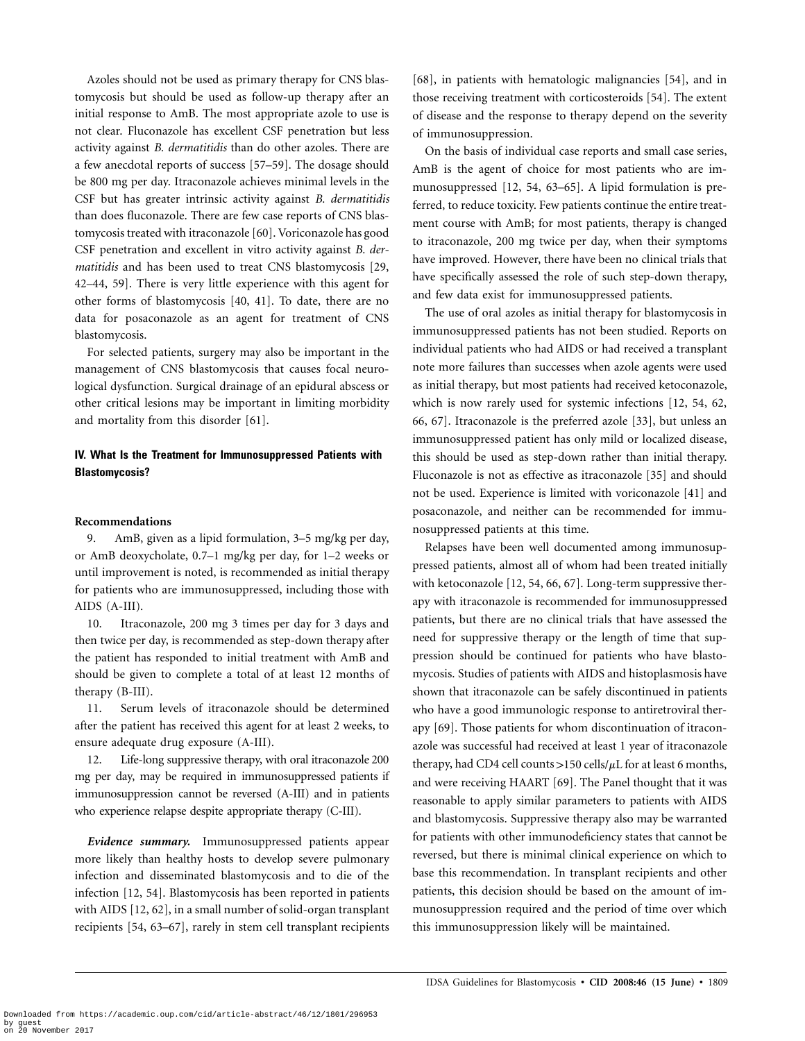Azoles should not be used as primary therapy for CNS blastomycosis but should be used as follow-up therapy after an initial response to AmB. The most appropriate azole to use is not clear. Fluconazole has excellent CSF penetration but less activity against *B. dermatitidis* than do other azoles. There are a few anecdotal reports of success [57–59]. The dosage should be 800 mg per day. Itraconazole achieves minimal levels in the CSF but has greater intrinsic activity against *B. dermatitidis* than does fluconazole. There are few case reports of CNS blastomycosis treated with itraconazole [60]. Voriconazole has good CSF penetration and excellent in vitro activity against *B. dermatitidis* and has been used to treat CNS blastomycosis [29, 42–44, 59]. There is very little experience with this agent for other forms of blastomycosis [40, 41]. To date, there are no data for posaconazole as an agent for treatment of CNS blastomycosis.

For selected patients, surgery may also be important in the management of CNS blastomycosis that causes focal neurological dysfunction. Surgical drainage of an epidural abscess or other critical lesions may be important in limiting morbidity and mortality from this disorder [61].

## IV. What Is the Treatment for Immunosuppressed Patients with Blastomycosis?

### Recommendations

9. AmB, given as a lipid formulation, 3–5 mg/kg per day, or AmB deoxycholate, 0.7–1 mg/kg per day, for 1–2 weeks or until improvement is noted, is recommended as initial therapy for patients who are immunosuppressed, including those with AIDS (A-III).

10. Itraconazole, 200 mg 3 times per day for 3 days and then twice per day, is recommended as step-down therapy after the patient has responded to initial treatment with AmB and should be given to complete a total of at least 12 months of therapy (B-III).

11. Serum levels of itraconazole should be determined after the patient has received this agent for at least 2 weeks, to ensure adequate drug exposure (A-III).

12. Life-long suppressive therapy, with oral itraconazole 200 mg per day, may be required in immunosuppressed patients if immunosuppression cannot be reversed (A-III) and in patients who experience relapse despite appropriate therapy (C-III).

***Evidence summary.*** Immunosuppressed patients appear more likely than healthy hosts to develop severe pulmonary infection and disseminated blastomycosis and to die of the infection [12, 54]. Blastomycosis has been reported in patients with AIDS [12, 62], in a small number of solid-organ transplant recipients [54, 63–67], rarely in stem cell transplant recipients [68], in patients with hematologic malignancies [54], and in those receiving treatment with corticosteroids [54]. The extent of disease and the response to therapy depend on the severity of immunosuppression.

On the basis of individual case reports and small case series, AmB is the agent of choice for most patients who are immunosuppressed [12, 54, 63–65]. A lipid formulation is preferred, to reduce toxicity. Few patients continue the entire treatment course with AmB; for most patients, therapy is changed to itraconazole, 200 mg twice per day, when their symptoms have improved. However, there have been no clinical trials that have specifically assessed the role of such step-down therapy, and few data exist for immunosuppressed patients.

The use of oral azoles as initial therapy for blastomycosis in immunosuppressed patients has not been studied. Reports on individual patients who had AIDS or had received a transplant note more failures than successes when azole agents were used as initial therapy, but most patients had received ketoconazole, which is now rarely used for systemic infections [12, 54, 62, 66, 67]. Itraconazole is the preferred azole [33], but unless an immunosuppressed patient has only mild or localized disease, this should be used as step-down rather than initial therapy. Fluconazole is not as effective as itraconazole [35] and should not be used. Experience is limited with voriconazole [41] and posaconazole, and neither can be recommended for immunosuppressed patients at this time.

Relapses have been well documented among immunosuppressed patients, almost all of whom had been treated initially with ketoconazole [12, 54, 66, 67]. Long-term suppressive therapy with itraconazole is recommended for immunosuppressed patients, but there are no clinical trials that have assessed the need for suppressive therapy or the length of time that suppression should be continued for patients who have blastomycosis. Studies of patients with AIDS and histoplasmosis have shown that itraconazole can be safely discontinued in patients who have a good immunologic response to antiretroviral therapy [69]. Those patients for whom discontinuation of itraconazole was successful had received at least 1 year of itraconazole therapy, had CD4 cell counts >150 cells/$\mu$L for at least 6 months, and were receiving HAART [69]. The Panel thought that it was reasonable to apply similar parameters to patients with AIDS and blastomycosis. Suppressive therapy also may be warranted for patients with other immunodeficiency states that cannot be reversed, but there is minimal clinical experience on which to base this recommendation. In transplant recipients and other patients, this decision should be based on the amount of immunosuppression required and the period of time over which this immunosuppression likely will be maintained.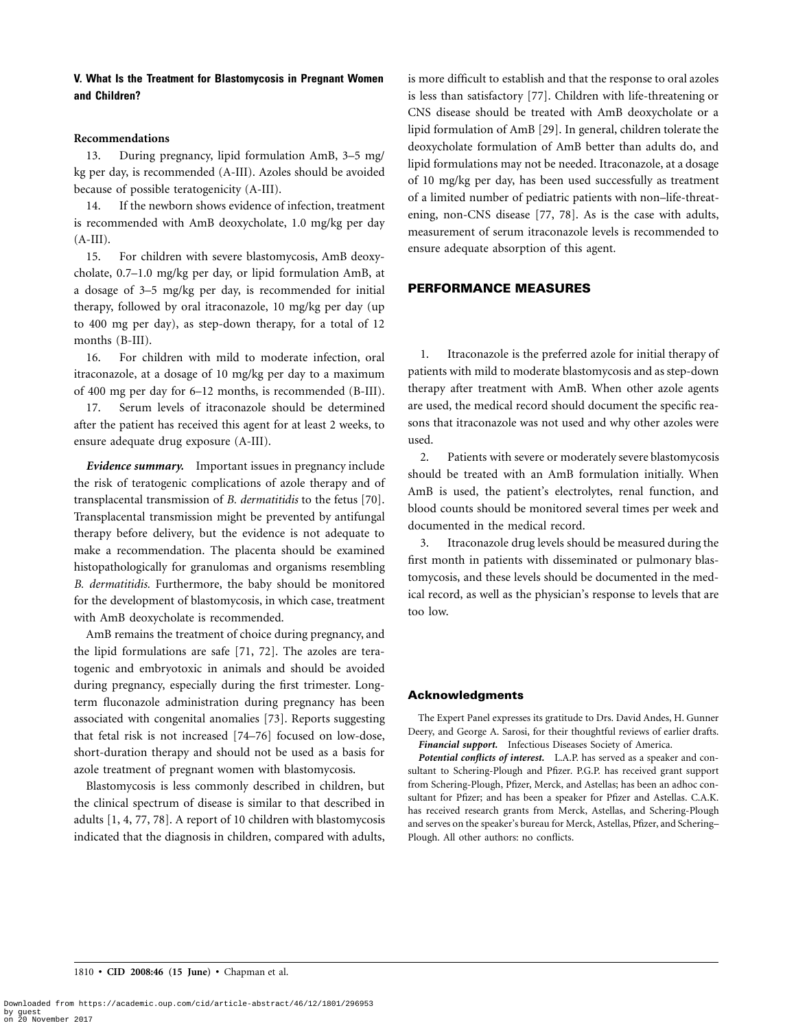### V. What Is the Treatment for Blastomycosis in Pregnant Women and Children?

**Recommendations**

13. During pregnancy, lipid formulation AmB, 3–5 mg/kg per day, is recommended (A-III). Azoles should be avoided because of possible teratogenicity (A-III).

14. If the newborn shows evidence of infection, treatment is recommended with AmB deoxycholate, 1.0 mg/kg per day (A-III).

15. For children with severe blastomycosis, AmB deoxycholate, 0.7–1.0 mg/kg per day, or lipid formulation AmB, at a dosage of 3–5 mg/kg per day, is recommended for initial therapy, followed by oral itraconazole, 10 mg/kg per day (up to 400 mg per day), as step-down therapy, for a total of 12 months (B-III).

16. For children with mild to moderate infection, oral itraconazole, at a dosage of 10 mg/kg per day to a maximum of 400 mg per day for 6–12 months, is recommended (B-III).

17. Serum levels of itraconazole should be determined after the patient has received this agent for at least 2 weeks, to ensure adequate drug exposure (A-III).

***Evidence summary.*** Important issues in pregnancy include the risk of teratogenic complications of azole therapy and of transplacental transmission of *B. dermatitidis* to the fetus [70]. Transplacental transmission might be prevented by antifungal therapy before delivery, but the evidence is not adequate to make a recommendation. The placenta should be examined histopathologically for granulomas and organisms resembling *B. dermatitidis.* Furthermore, the baby should be monitored for the development of blastomycosis, in which case, treatment with AmB deoxycholate is recommended.

AmB remains the treatment of choice during pregnancy, and the lipid formulations are safe [71, 72]. The azoles are teratogenic and embryotoxic in animals and should be avoided during pregnancy, especially during the first trimester. Long-term fluconazole administration during pregnancy has been associated with congenital anomalies [73]. Reports suggesting that fetal risk is not increased [74–76] focused on low-dose, short-duration therapy and should not be used as a basis for azole treatment of pregnant women with blastomycosis.

Blastomycosis is less commonly described in children, but the clinical spectrum of disease is similar to that described in adults [1, 4, 77, 78]. A report of 10 children with blastomycosis indicated that the diagnosis in children, compared with adults, is more difficult to establish and that the response to oral azoles is less than satisfactory [77]. Children with life-threatening or CNS disease should be treated with AmB deoxycholate or a lipid formulation of AmB [29]. In general, children tolerate the deoxycholate formulation of AmB better than adults do, and lipid formulations may not be needed. Itraconazole, at a dosage of 10 mg/kg per day, has been used successfully as treatment of a limited number of pediatric patients with non–life-threatening, non-CNS disease [77, 78]. As is the case with adults, measurement of serum itraconazole levels is recommended to ensure adequate absorption of this agent.

## PERFORMANCE MEASURES

1. Itraconazole is the preferred azole for initial therapy of patients with mild to moderate blastomycosis and as step-down therapy after treatment with AmB. When other azole agents are used, the medical record should document the specific reasons that itraconazole was not used and why other azoles were used.

2. Patients with severe or moderately severe blastomycosis should be treated with an AmB formulation initially. When AmB is used, the patient's electrolytes, renal function, and blood counts should be monitored several times per week and documented in the medical record.

3. Itraconazole drug levels should be measured during the first month in patients with disseminated or pulmonary blastomycosis, and these levels should be documented in the medical record, as well as the physician's response to levels that are too low.

## Acknowledgments

The Expert Panel expresses its gratitude to Drs. David Andes, H. Gunner Deery, and George A. Sarosi, for their thoughtful reviews of earlier drafts.

***Financial support.*** Infectious Diseases Society of America.

***Potential conflicts of interest.*** L.A.P. has served as a speaker and consultant to Schering-Plough and Pfizer. P.G.P. has received grant support from Schering-Plough, Pfizer, Merck, and Astellas; has been an adhoc consultant for Pfizer; and has been a speaker for Pfizer and Astellas. C.A.K. has received research grants from Merck, Astellas, and Schering-Plough and serves on the speaker's bureau for Merck, Astellas, Pfizer, and Schering–Plough. All other authors: no conflicts.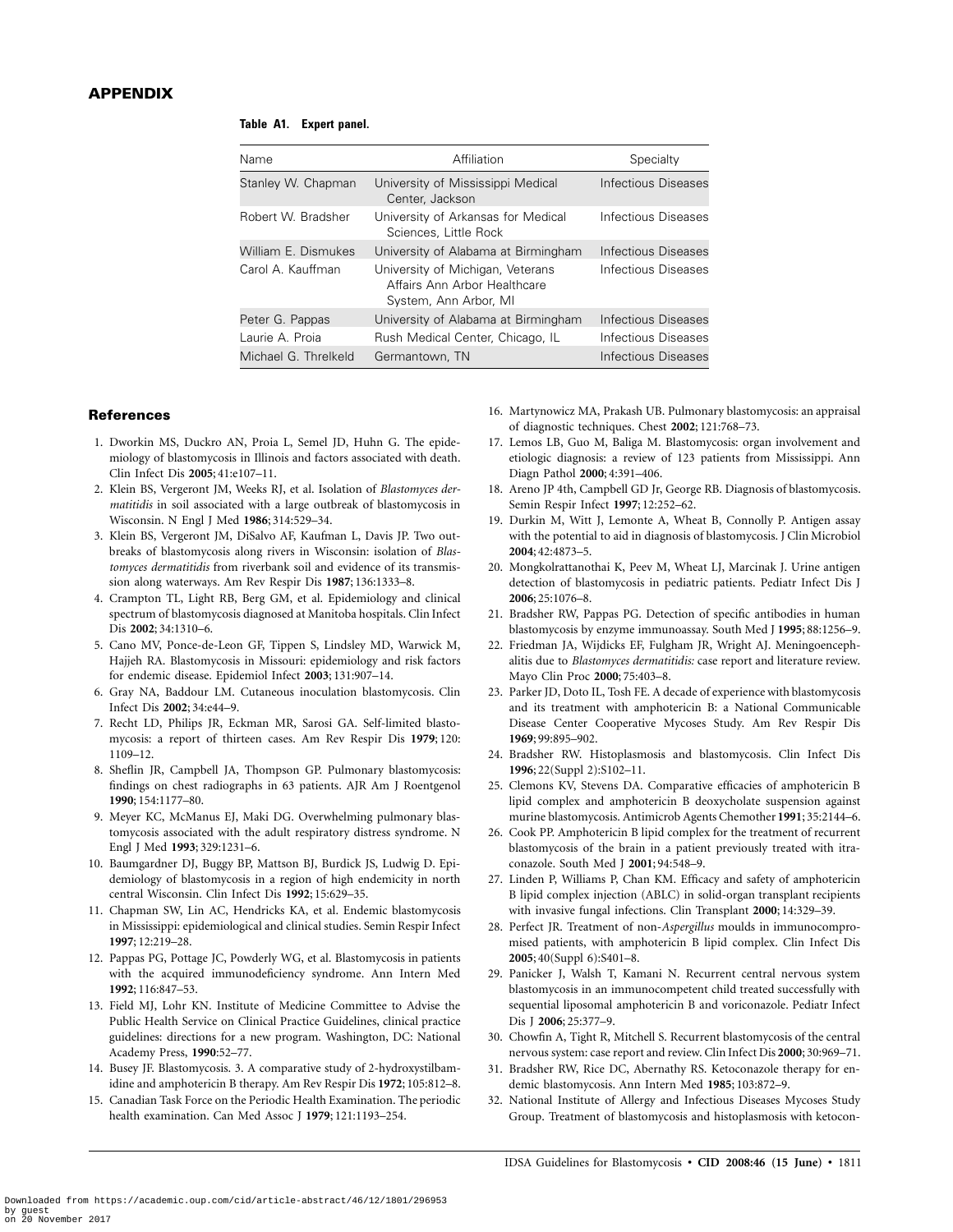## APPENDIX

**Table A1. Expert panel.**

| Name | Affiliation | Specialty |
|---|---|---|
| Stanley W. Chapman | University of Mississippi Medical Center, Jackson | Infectious Diseases |
| Robert W. Bradsher | University of Arkansas for Medical Sciences, Little Rock | Infectious Diseases |
| William E. Dismukes | University of Alabama at Birmingham | Infectious Diseases |
| Carol A. Kauffman | University of Michigan, Veterans Affairs Ann Arbor Healthcare System, Ann Arbor, MI | Infectious Diseases |
| Peter G. Pappas | University of Alabama at Birmingham | Infectious Diseases |
| Laurie A. Proia | Rush Medical Center, Chicago, IL | Infectious Diseases |
| Michael G. Threlkeld | Germantown, TN | Infectious Diseases |

## References

1. Dworkin MS, Duckro AN, Proia L, Semel JD, Huhn G. The epidemiology of blastomycosis in Illinois and factors associated with death. Clin Infect Dis **2005**; 41:e107–11.
2. Klein BS, Vergeront JM, Weeks RJ, et al. Isolation of *Blastomyces dermatitidis* in soil associated with a large outbreak of blastomycosis in Wisconsin. N Engl J Med **1986**; 314:529–34.
3. Klein BS, Vergeront JM, DiSalvo AF, Kaufman L, Davis JP. Two outbreaks of blastomycosis along rivers in Wisconsin: isolation of *Blastomyces dermatitidis* from riverbank soil and evidence of its transmission along waterways. Am Rev Respir Dis **1987**; 136:1333–8.
4. Crampton TL, Light RB, Berg GM, et al. Epidemiology and clinical spectrum of blastomycosis diagnosed at Manitoba hospitals. Clin Infect Dis **2002**; 34:1310–6.
5. Cano MV, Ponce-de-Leon GF, Tippen S, Lindsley MD, Warwick M, Hajjeh RA. Blastomycosis in Missouri: epidemiology and risk factors for endemic disease. Epidemiol Infect **2003**; 131:907–14.
6. Gray NA, Baddour LM. Cutaneous inoculation blastomycosis. Clin Infect Dis **2002**; 34:e44–9.
7. Recht LD, Philips JR, Eckman MR, Sarosi GA. Self-limited blastomycosis: a report of thirteen cases. Am Rev Respir Dis **1979**; 120: 1109–12.
8. Sheflin JR, Campbell JA, Thompson GP. Pulmonary blastomycosis: findings on chest radiographs in 63 patients. AJR Am J Roentgenol **1990**; 154:1177–80.
9. Meyer KC, McManus EJ, Maki DG. Overwhelming pulmonary blastomycosis associated with the adult respiratory distress syndrome. N Engl J Med **1993**; 329:1231–6.
10. Baumgardner DJ, Buggy BP, Mattson BJ, Burdick JS, Ludwig D. Epidemiology of blastomycosis in a region of high endemicity in north central Wisconsin. Clin Infect Dis **1992**; 15:629–35.
11. Chapman SW, Lin AC, Hendricks KA, et al. Endemic blastomycosis in Mississippi: epidemiological and clinical studies. Semin Respir Infect **1997**; 12:219–28.
12. Pappas PG, Pottage JC, Powderly WG, et al. Blastomycosis in patients with the acquired immunodeficiency syndrome. Ann Intern Med **1992**; 116:847–53.
13. Field MJ, Lohr KN. Institute of Medicine Committee to Advise the Public Health Service on Clinical Practice Guidelines, clinical practice guidelines: directions for a new program. Washington, DC: National Academy Press, **1990**:52–77.
14. Busey JF. Blastomycosis. 3. A comparative study of 2-hydroxystilbamidine and amphotericin B therapy. Am Rev Respir Dis **1972**; 105:812–8.
15. Canadian Task Force on the Periodic Health Examination. The periodic health examination. Can Med Assoc J **1979**; 121:1193–254.
16. Martynowicz MA, Prakash UB. Pulmonary blastomycosis: an appraisal of diagnostic techniques. Chest **2002**; 121:768–73.
17. Lemos LB, Guo M, Baliga M. Blastomycosis: organ involvement and etiologic diagnosis: a review of 123 patients from Mississippi. Ann Diagn Pathol **2000**; 4:391–406.
18. Areno JP 4th, Campbell GD Jr, George RB. Diagnosis of blastomycosis. Semin Respir Infect **1997**; 12:252–62.
19. Durkin M, Witt J, Lemonte A, Wheat B, Connolly P. Antigen assay with the potential to aid in diagnosis of blastomycosis. J Clin Microbiol **2004**; 42:4873–5.
20. Mongkolrattanothai K, Peev M, Wheat LJ, Marcinak J. Urine antigen detection of blastomycosis in pediatric patients. Pediatr Infect Dis J **2006**; 25:1076–8.
21. Bradsher RW, Pappas PG. Detection of specific antibodies in human blastomycosis by enzyme immunoassay. South Med J **1995**; 88:1256–9.
22. Friedman JA, Wijdicks EF, Fulgham JR, Wright AJ. Meningoencephalitis due to *Blastomyces dermatitidis:* case report and literature review. Mayo Clin Proc **2000**; 75:403–8.
23. Parker JD, Doto IL, Tosh FE. A decade of experience with blastomycosis and its treatment with amphotericin B: a National Communicable Disease Center Cooperative Mycoses Study. Am Rev Respir Dis **1969**; 99:895–902.
24. Bradsher RW. Histoplasmosis and blastomycosis. Clin Infect Dis **1996**; 22(Suppl 2):S102–11.
25. Clemons KV, Stevens DA. Comparative efficacies of amphotericin B lipid complex and amphotericin B deoxycholate suspension against murine blastomycosis. Antimicrob Agents Chemother **1991**; 35:2144–6.
26. Cook PP. Amphotericin B lipid complex for the treatment of recurrent blastomycosis of the brain in a patient previously treated with itraconazole. South Med J **2001**; 94:548–9.
27. Linden P, Williams P, Chan KM. Efficacy and safety of amphotericin B lipid complex injection (ABLC) in solid-organ transplant recipients with invasive fungal infections. Clin Transplant **2000**; 14:329–39.
28. Perfect JR. Treatment of non-*Aspergillus* moulds in immunocompromised patients, with amphotericin B lipid complex. Clin Infect Dis **2005**; 40(Suppl 6):S401–8.
29. Panicker J, Walsh T, Kamani N. Recurrent central nervous system blastomycosis in an immunocompetent child treated successfully with sequential liposomal amphotericin B and voriconazole. Pediatr Infect Dis J **2006**; 25:377–9.
30. Chowfin A, Tight R, Mitchell S. Recurrent blastomycosis of the central nervous system: case report and review. Clin Infect Dis **2000**; 30:969–71.
31. Bradsher RW, Rice DC, Abernathy RS. Ketoconazole therapy for endemic blastomycosis. Ann Intern Med **1985**; 103:872–9.
32. National Institute of Allergy and Infectious Diseases Mycoses Study Group. Treatment of blastomycosis and histoplasmosis with ketocon-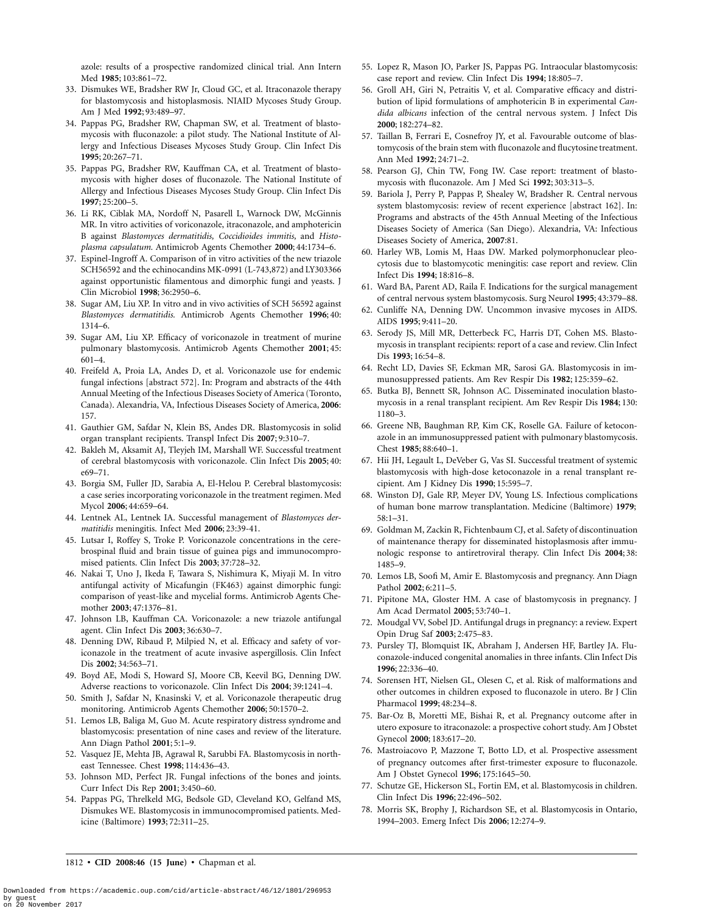azole: results of a prospective randomized clinical trial. Ann Intern Med **1985**; 103:861–72.

33. Dismukes WE, Bradsher RW Jr, Cloud GC, et al. Itraconazole therapy for blastomycosis and histoplasmosis. NIAID Mycoses Study Group. Am J Med **1992**; 93:489–97.
34. Pappas PG, Bradsher RW, Chapman SW, et al. Treatment of blastomycosis with fluconazole: a pilot study. The National Institute of Allergy and Infectious Diseases Mycoses Study Group. Clin Infect Dis **1995**; 20:267–71.
35. Pappas PG, Bradsher RW, Kauffman CA, et al. Treatment of blastomycosis with higher doses of fluconazole. The National Institute of Allergy and Infectious Diseases Mycoses Study Group. Clin Infect Dis **1997**; 25:200–5.
36. Li RK, Ciblak MA, Nordoff N, Pasarell L, Warnock DW, McGinnis MR. In vitro activities of voriconazole, itraconazole, and amphotericin B against *Blastomyces dermatitidis, Coccidioides immitis,* and *Histoplasma capsulatum.* Antimicrob Agents Chemother **2000**; 44:1734–6.
37. Espinel-Ingroff A. Comparison of in vitro activities of the new triazole SCH56592 and the echinocandins MK-0991 (L-743,872) and LY303366 against opportunistic filamentous and dimorphic fungi and yeasts. J Clin Microbiol **1998**; 36:2950–6.
38. Sugar AM, Liu XP. In vitro and in vivo activities of SCH 56592 against *Blastomyces dermatitidis.* Antimicrob Agents Chemother **1996**; 40: 1314–6.
39. Sugar AM, Liu XP. Efficacy of voriconazole in treatment of murine pulmonary blastomycosis. Antimicrob Agents Chemother **2001**; 45: 601–4.
40. Freifeld A, Proia LA, Andes D, et al. Voriconazole use for endemic fungal infections [abstract 572]. In: Program and abstracts of the 44th Annual Meeting of the Infectious Diseases Society of America (Toronto, Canada). Alexandria, VA, Infectious Diseases Society of America, **2006**: 157.
41. Gauthier GM, Safdar N, Klein BS, Andes DR. Blastomycosis in solid organ transplant recipients. Transpl Infect Dis **2007**; 9:310–7.
42. Bakleh M, Aksamit AJ, Tleyjeh IM, Marshall WF. Successful treatment of cerebral blastomycosis with voriconazole. Clin Infect Dis **2005**; 40: e69–71.
43. Borgia SM, Fuller JD, Sarabia A, El-Helou P. Cerebral blastomycosis: a case series incorporating voriconazole in the treatment regimen. Med Mycol **2006**; 44:659–64.
44. Lentnek AL, Lentnek IA. Successful management of *Blastomyces dermatitidis* meningitis. Infect Med **2006**; 23:39-41.
45. Lutsar I, Roffey S, Troke P. Voriconazole concentrations in the cerebrospinal fluid and brain tissue of guinea pigs and immunocompromised patients. Clin Infect Dis **2003**; 37:728–32.
46. Nakai T, Uno J, Ikeda F, Tawara S, Nishimura K, Miyaji M. In vitro antifungal activity of Micafungin (FK463) against dimorphic fungi: comparison of yeast-like and mycelial forms. Antimicrob Agents Chemother **2003**; 47:1376–81.
47. Johnson LB, Kauffman CA. Voriconazole: a new triazole antifungal agent. Clin Infect Dis **2003**; 36:630–7.
48. Denning DW, Ribaud P, Milpied N, et al. Efficacy and safety of voriconazole in the treatment of acute invasive aspergillosis. Clin Infect Dis **2002**; 34:563–71.
49. Boyd AE, Modi S, Howard SJ, Moore CB, Keevil BG, Denning DW. Adverse reactions to voriconazole. Clin Infect Dis **2004**; 39:1241–4.
50. Smith J, Safdar N, Knasinski V, et al. Voriconazole therapeutic drug monitoring. Antimicrob Agents Chemother **2006**; 50:1570–2.
51. Lemos LB, Baliga M, Guo M. Acute respiratory distress syndrome and blastomycosis: presentation of nine cases and review of the literature. Ann Diagn Pathol **2001**; 5:1–9.
52. Vasquez JE, Mehta JB, Agrawal R, Sarubbi FA. Blastomycosis in northeast Tennessee. Chest **1998**; 114:436–43.
53. Johnson MD, Perfect JR. Fungal infections of the bones and joints. Curr Infect Dis Rep **2001**; 3:450–60.
54. Pappas PG, Threlkeld MG, Bedsole GD, Cleveland KO, Gelfand MS, Dismukes WE. Blastomycosis in immunocompromised patients. Medicine (Baltimore) **1993**; 72:311–25.
55. Lopez R, Mason JO, Parker JS, Pappas PG. Intraocular blastomycosis: case report and review. Clin Infect Dis **1994**; 18:805–7.
56. Groll AH, Giri N, Petraitis V, et al. Comparative efficacy and distribution of lipid formulations of amphotericin B in experimental *Candida albicans* infection of the central nervous system. J Infect Dis **2000**; 182:274–82.
57. Taillan B, Ferrari E, Cosnefroy JY, et al. Favourable outcome of blastomycosis of the brain stem with fluconazole and flucytosine treatment. Ann Med **1992**; 24:71–2.
58. Pearson GJ, Chin TW, Fong IW. Case report: treatment of blastomycosis with fluconazole. Am J Med Sci **1992**; 303:313–5.
59. Bariola J, Perry P, Pappas P, Shealey W, Bradsher R. Central nervous system blastomycosis: review of recent experience [abstract 162]. In: Programs and abstracts of the 45th Annual Meeting of the Infectious Diseases Society of America (San Diego). Alexandria, VA: Infectious Diseases Society of America, **2007**:81.
60. Harley WB, Lomis M, Haas DW. Marked polymorphonuclear pleocytosis due to blastomycotic meningitis: case report and review. Clin Infect Dis **1994**; 18:816–8.
61. Ward BA, Parent AD, Raila F. Indications for the surgical management of central nervous system blastomycosis. Surg Neurol **1995**; 43:379–88.
62. Cunliffe NA, Denning DW. Uncommon invasive mycoses in AIDS. AIDS **1995**; 9:411–20.
63. Serody JS, Mill MR, Detterbeck FC, Harris DT, Cohen MS. Blastomycosis in transplant recipients: report of a case and review. Clin Infect Dis **1993**; 16:54–8.
64. Recht LD, Davies SF, Eckman MR, Sarosi GA. Blastomycosis in immunosuppressed patients. Am Rev Respir Dis **1982**; 125:359–62.
65. Butka BJ, Bennett SR, Johnson AC. Disseminated inoculation blastomycosis in a renal transplant recipient. Am Rev Respir Dis **1984**; 130: 1180–3.
66. Greene NB, Baughman RP, Kim CK, Roselle GA. Failure of ketoconazole in an immunosuppressed patient with pulmonary blastomycosis. Chest **1985**; 88:640–1.
67. Hii JH, Legault L, DeVeber G, Vas SI. Successful treatment of systemic blastomycosis with high-dose ketoconazole in a renal transplant recipient. Am J Kidney Dis **1990**; 15:595–7.
68. Winston DJ, Gale RP, Meyer DV, Young LS. Infectious complications of human bone marrow transplantation. Medicine (Baltimore) **1979**; 58:1–31.
69. Goldman M, Zackin R, Fichtenbaum CJ, et al. Safety of discontinuation of maintenance therapy for disseminated histoplasmosis after immunologic response to antiretroviral therapy. Clin Infect Dis **2004**; 38: 1485–9.
70. Lemos LB, Soofi M, Amir E. Blastomycosis and pregnancy. Ann Diagn Pathol **2002**; 6:211–5.
71. Pipitone MA, Gloster HM. A case of blastomycosis in pregnancy. J Am Acad Dermatol **2005**; 53:740–1.
72. Moudgal VV, Sobel JD. Antifungal drugs in pregnancy: a review. Expert Opin Drug Saf **2003**; 2:475–83.
73. Pursley TJ, Blomquist IK, Abraham J, Andersen HF, Bartley JA. Fluconazole-induced congenital anomalies in three infants. Clin Infect Dis **1996**; 22:336–40.
74. Sorensen HT, Nielsen GL, Olesen C, et al. Risk of malformations and other outcomes in children exposed to fluconazole in utero. Br J Clin Pharmacol **1999**; 48:234–8.
75. Bar-Oz B, Moretti ME, Bishai R, et al. Pregnancy outcome after in utero exposure to itraconazole: a prospective cohort study. Am J Obstet Gynecol **2000**; 183:617–20.
76. Mastroiacovo P, Mazzone T, Botto LD, et al. Prospective assessment of pregnancy outcomes after first-trimester exposure to fluconazole. Am J Obstet Gynecol **1996**; 175:1645–50.
77. Schutze GE, Hickerson SL, Fortin EM, et al. Blastomycosis in children. Clin Infect Dis **1996**; 22:496–502.
78. Morris SK, Brophy J, Richardson SE, et al. Blastomycosis in Ontario, 1994–2003. Emerg Infect Dis **2006**; 12:274–9.